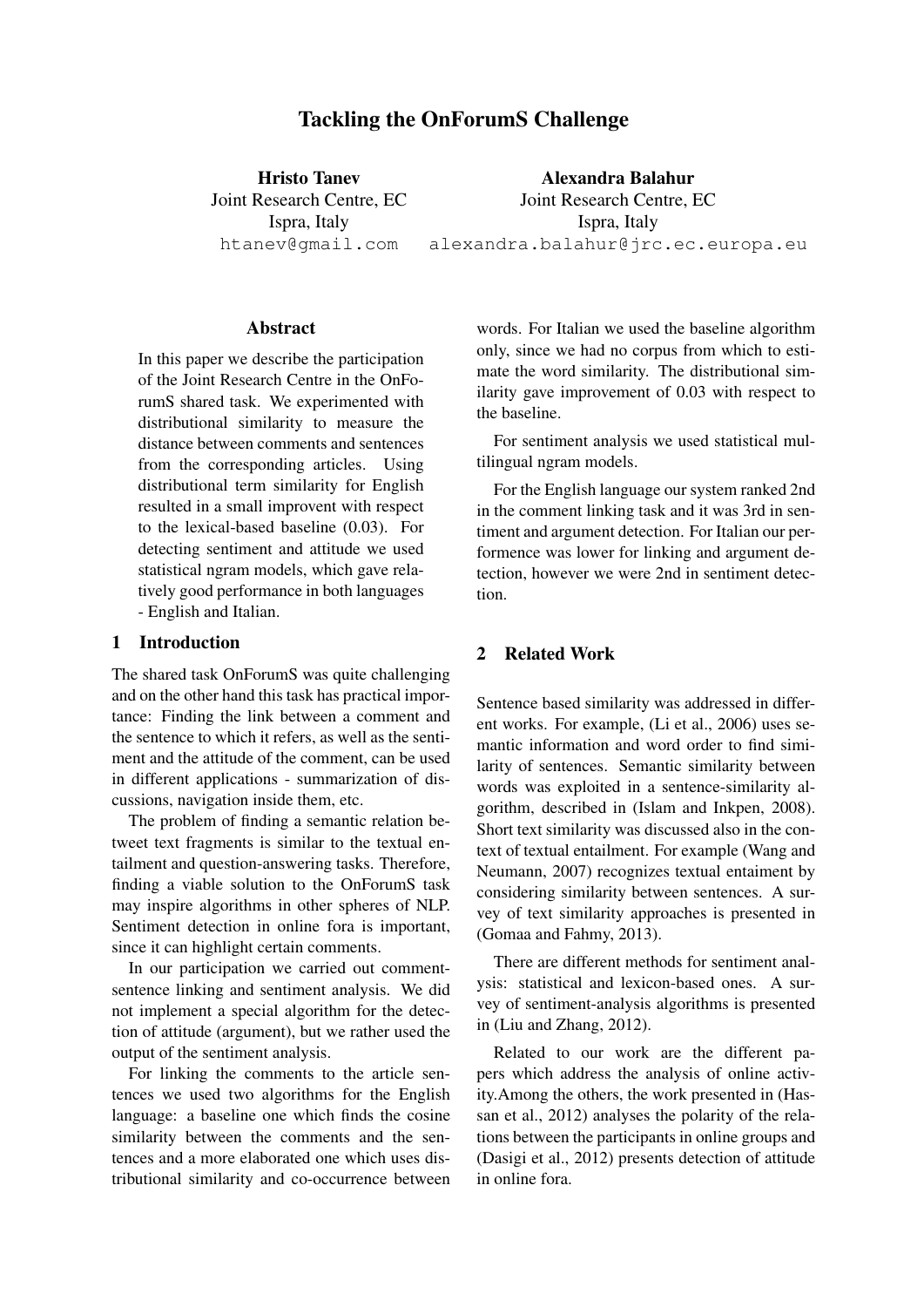# Tackling the OnForumS Challenge

**Hristo Tanev**
Joint Research Centre, EC
Ispra, Italy
htanev@gmail.com

**Alexandra Balahur**
Joint Research Centre, EC
Ispra, Italy
alexandra.balahur@jrc.ec.europa.eu

### Abstract

In this paper we describe the participation of the Joint Research Centre in the OnForumS shared task. We experimented with distributional similarity to measure the distance between comments and sentences from the corresponding articles. Using distributional term similarity for English resulted in a small improvent with respect to the lexical-based baseline (0.03). For detecting sentiment and attitude we used statistical ngram models, which gave relatively good performance in both languages - English and Italian.

## 1 Introduction

The shared task OnForumS was quite challenging and on the other hand this task has practical importance: Finding the link between a comment and the sentence to which it refers, as well as the sentiment and the attitude of the comment, can be used in different applications - summarization of discussions, navigation inside them, etc.

The problem of finding a semantic relation betweet text fragments is similar to the textual entailment and question-answering tasks. Therefore, finding a viable solution to the OnForumS task may inspire algorithms in other spheres of NLP. Sentiment detection in online fora is important, since it can highlight certain comments.

In our participation we carried out comment-sentence linking and sentiment analysis. We did not implement a special algorithm for the detection of attitude (argument), but we rather used the output of the sentiment analysis.

For linking the comments to the article sentences we used two algorithms for the English language: a baseline one which finds the cosine similarity between the comments and the sentences and a more elaborated one which uses distributional similarity and co-occurrence between words. For Italian we used the baseline algorithm only, since we had no corpus from which to estimate the word similarity. The distributional similarity gave improvement of 0.03 with respect to the baseline.

For sentiment analysis we used statistical multilingual ngram models.

For the English language our system ranked 2nd in the comment linking task and it was 3rd in sentiment and argument detection. For Italian our performence was lower for linking and argument detection, however we were 2nd in sentiment detection.

## 2 Related Work

Sentence based similarity was addressed in different works. For example, (Li et al., 2006) uses semantic information and word order to find similarity of sentences. Semantic similarity between words was exploited in a sentence-similarity algorithm, described in (Islam and Inkpen, 2008). Short text similarity was discussed also in the context of textual entailment. For example (Wang and Neumann, 2007) recognizes textual entaiment by considering similarity between sentences. A survey of text similarity approaches is presented in (Gomaa and Fahmy, 2013).

There are different methods for sentiment analysis: statistical and lexicon-based ones. A survey of sentiment-analysis algorithms is presented in (Liu and Zhang, 2012).

Related to our work are the different papers which address the analysis of online activity.Among the others, the work presented in (Hassan et al., 2012) analyses the polarity of the relations between the participants in online groups and (Dasigi et al., 2012) presents detection of attitude in online fora.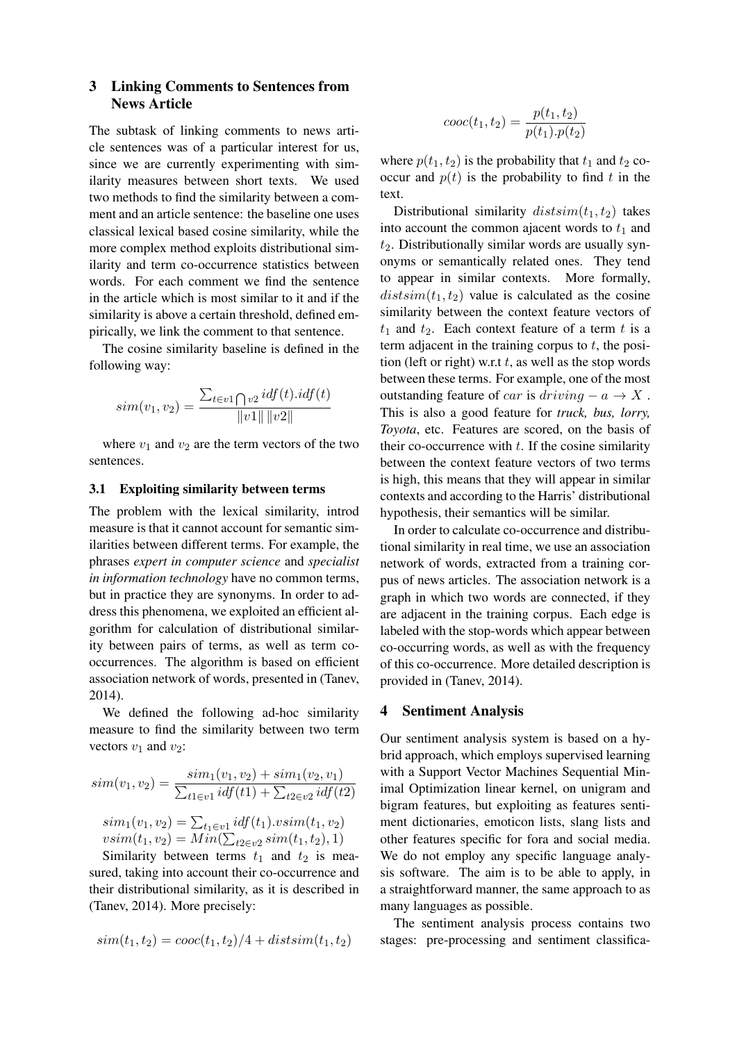## 3 Linking Comments to Sentences from News Article

The subtask of linking comments to news article sentences was of a particular interest for us, since we are currently experimenting with similarity measures between short texts. We used two methods to find the similarity between a comment and an article sentence: the baseline one uses classical lexical based cosine similarity, while the more complex method exploits distributional similarity and term co-occurrence statistics between words. For each comment we find the sentence in the article which is most similar to it and if the similarity is above a certain threshold, defined empirically, we link the comment to that sentence.

The cosine similarity baseline is defined in the following way:

$$sim(v_1, v_2) = \frac{\sum_{t \in v1 \bigcap v2} idf(t).idf(t)}{\|v1\| \, \|v2\|}$$

where $v_1$ and $v_2$ are the term vectors of the two sentences.

### 3.1 Exploiting similarity between terms

The problem with the lexical similarity, introd measure is that it cannot account for semantic similarities between different terms. For example, the phrases *expert in computer science* and *specialist in information technology* have no common terms, but in practice they are synonyms. In order to adress this phenomena, we exploited an efficient algorithm for calculation of distributional similarity between pairs of terms, as well as term co-occurrences. The algorithm is based on efficient association network of words, presented in (Tanev, 2014).

We defined the following ad-hoc similarity measure to find the similarity between two term vectors $v_1$ and $v_2$:

$$sim(v_1, v_2) = \frac{sim_1(v_1, v_2) + sim_1(v_2, v_1)}{\sum_{t1 \in v1} idf(t1) + \sum_{t2 \in v2} idf(t2)}$$

$$sim_1(v_1, v_2) = \sum_{t_1 \in v1} idf(t_1).vsim(t_1, v_2)$$

$$vsim(t_1, v_2) = Min(\sum_{t2 \in v2} sim(t_1, t_2), 1)$$

Similarity between terms $t_1$ and $t_2$ is measured, taking into account their co-occurrence and their distributional similarity, as it is described in (Tanev, 2014). More precisely:

$$sim(t_1, t_2) = cooc(t_1, t_2)/4 + distsim(t_1, t_2)$$

$$cooc(t_1, t_2) = \frac{p(t_1, t_2)}{p(t_1).p(t_2)}$$

where $p(t_1, t_2)$ is the probability that $t_1$ and $t_2$ co-occur and $p(t)$ is the probability to find $t$ in the text.

Distributional similarity $distsim(t_1, t_2)$ takes into account the common ajacent words to $t_1$ and $t_2$. Distributionally similar words are usually synonyms or semantically related ones. They tend to appear in similar contexts. More formally, $distsim(t_1, t_2)$ value is calculated as the cosine similarity between the context feature vectors of $t_1$ and $t_2$. Each context feature of a term $t$ is a term adjacent in the training corpus to $t$, the position (left or right) w.r.t $t$, as well as the stop words between these terms. For example, one of the most outstanding feature of $car$ is $driving - a \rightarrow X$ . This is also a good feature for *truck, bus, lorry, Toyota*, etc. Features are scored, on the basis of their co-occurrence with $t$. If the cosine similarity between the context feature vectors of two terms is high, this means that they will appear in similar contexts and according to the Harris' distributional hypothesis, their semantics will be similar.

In order to calculate co-occurrence and distributional similarity in real time, we use an association network of words, extracted from a training corpus of news articles. The association network is a graph in which two words are connected, if they are adjacent in the training corpus. Each edge is labeled with the stop-words which appear between co-occurring words, as well as with the frequency of this co-occurrence. More detailed description is provided in (Tanev, 2014).

## 4 Sentiment Analysis

Our sentiment analysis system is based on a hybrid approach, which employs supervised learning with a Support Vector Machines Sequential Minimal Optimization linear kernel, on unigram and bigram features, but exploiting as features sentiment dictionaries, emoticon lists, slang lists and other features specific for fora and social media. We do not employ any specific language analysis software. The aim is to be able to apply, in a straightforward manner, the same approach to as many languages as possible.

The sentiment analysis process contains two stages: pre-processing and sentiment classifica-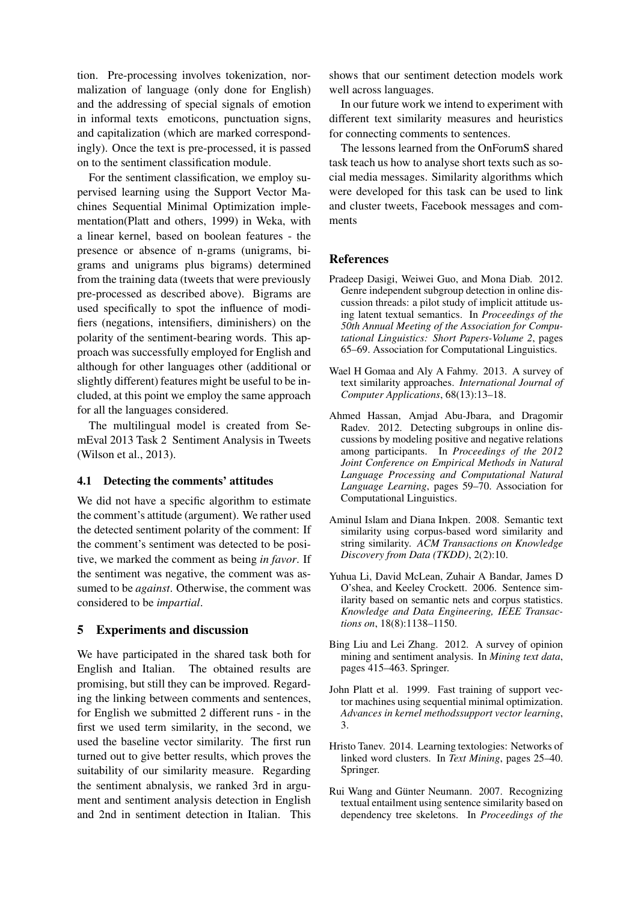tion. Pre-processing involves tokenization, normalization of language (only done for English) and the addressing of special signals of emotion in informal texts  emoticons, punctuation signs, and capitalization (which are marked correspondingly). Once the text is pre-processed, it is passed on to the sentiment classification module.

For the sentiment classification, we employ supervised learning using the Support Vector Machines Sequential Minimal Optimization implementation(Platt and others, 1999) in Weka, with a linear kernel, based on boolean features - the presence or absence of n-grams (unigrams, bigrams and unigrams plus bigrams) determined from the training data (tweets that were previously pre-processed as described above). Bigrams are used specifically to spot the influence of modifiers (negations, intensifiers, diminishers) on the polarity of the sentiment-bearing words. This approach was successfully employed for English and although for other languages other (additional or slightly different) features might be useful to be included, at this point we employ the same approach for all the languages considered.

The multilingual model is created from SemEval 2013 Task 2  Sentiment Analysis in Tweets (Wilson et al., 2013).

### 4.1 Detecting the comments' attitudes

We did not have a specific algorithm to estimate the comment's attitude (argument). We rather used the detected sentiment polarity of the comment: If the comment's sentiment was detected to be positive, we marked the comment as being *in favor*. If the sentiment was negative, the comment was assumed to be *against*. Otherwise, the comment was considered to be *impartial*.

## 5 Experiments and discussion

We have participated in the shared task both for English and Italian. The obtained results are promising, but still they can be improved. Regarding the linking between comments and sentences, for English we submitted 2 different runs - in the first we used term similarity, in the second, we used the baseline vector similarity. The first run turned out to give better results, which proves the suitability of our similarity measure. Regarding the sentiment abnalysis, we ranked 3rd in argument and sentiment analysis detection in English and 2nd in sentiment detection in Italian. This shows that our sentiment detection models work well across languages.

In our future work we intend to experiment with different text similarity measures and heuristics for connecting comments to sentences.

The lessons learned from the OnForumS shared task teach us how to analyse short texts such as social media messages. Similarity algorithms which were developed for this task can be used to link and cluster tweets, Facebook messages and comments

## References

Pradeep Dasigi, Weiwei Guo, and Mona Diab. 2012. Genre independent subgroup detection in online discussion threads: a pilot study of implicit attitude using latent textual semantics. In *Proceedings of the 50th Annual Meeting of the Association for Computational Linguistics: Short Papers-Volume 2*, pages 65–69. Association for Computational Linguistics.

Wael H Gomaa and Aly A Fahmy. 2013. A survey of text similarity approaches. *International Journal of Computer Applications*, 68(13):13–18.

Ahmed Hassan, Amjad Abu-Jbara, and Dragomir Radev. 2012. Detecting subgroups in online discussions by modeling positive and negative relations among participants. In *Proceedings of the 2012 Joint Conference on Empirical Methods in Natural Language Processing and Computational Natural Language Learning*, pages 59–70. Association for Computational Linguistics.

Aminul Islam and Diana Inkpen. 2008. Semantic text similarity using corpus-based word similarity and string similarity. *ACM Transactions on Knowledge Discovery from Data (TKDD)*, 2(2):10.

Yuhua Li, David McLean, Zuhair A Bandar, James D O'shea, and Keeley Crockett. 2006. Sentence similarity based on semantic nets and corpus statistics. *Knowledge and Data Engineering, IEEE Transactions on*, 18(8):1138–1150.

Bing Liu and Lei Zhang. 2012. A survey of opinion mining and sentiment analysis. In *Mining text data*, pages 415–463. Springer.

John Platt et al. 1999. Fast training of support vector machines using sequential minimal optimization. *Advances in kernel methodssupport vector learning*, 3.

Hristo Tanev. 2014. Learning textologies: Networks of linked word clusters. In *Text Mining*, pages 25–40. Springer.

Rui Wang and Günter Neumann. 2007. Recognizing textual entailment using sentence similarity based on dependency tree skeletons. In *Proceedings of the*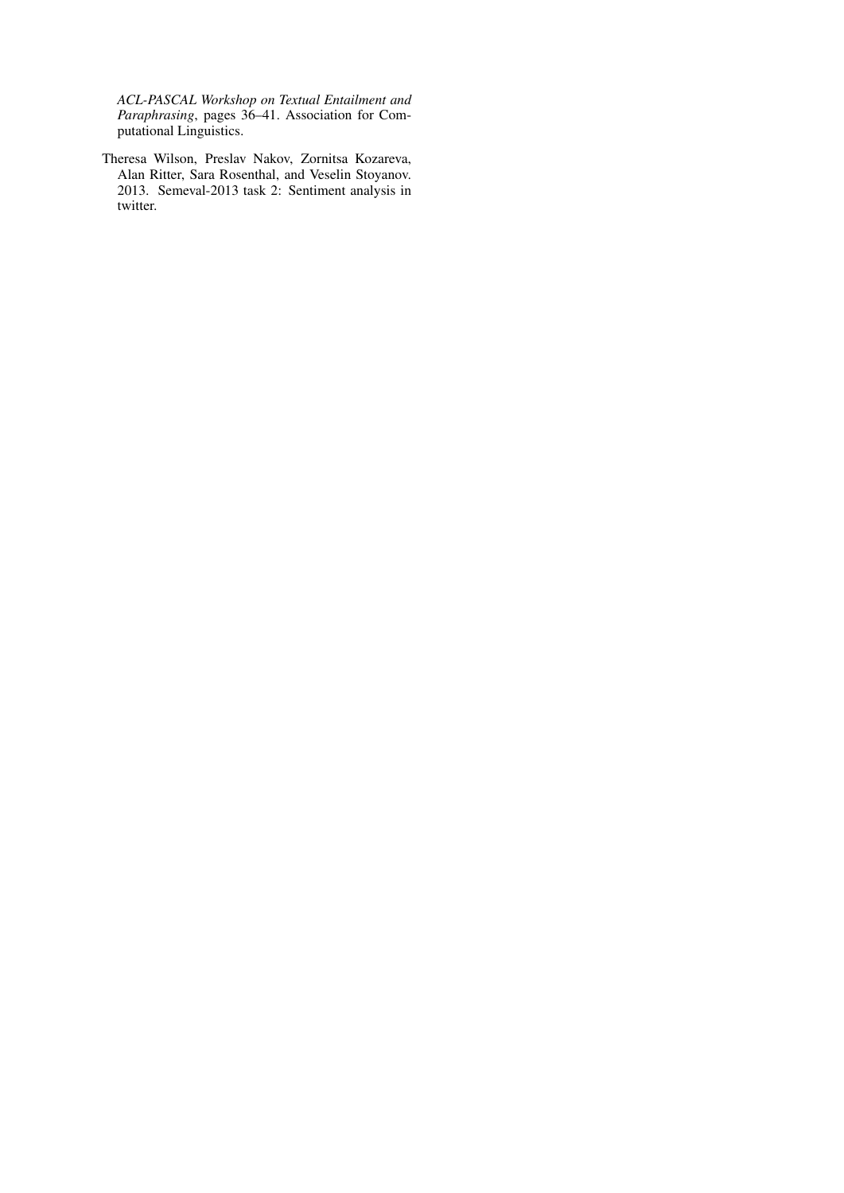*ACL-PASCAL Workshop on Textual Entailment and Paraphrasing*, pages 36–41. Association for Computational Linguistics.

Theresa Wilson, Preslav Nakov, Zornitsa Kozareva, Alan Ritter, Sara Rosenthal, and Veselin Stoyanov. 2013. Semeval-2013 task 2: Sentiment analysis in twitter.